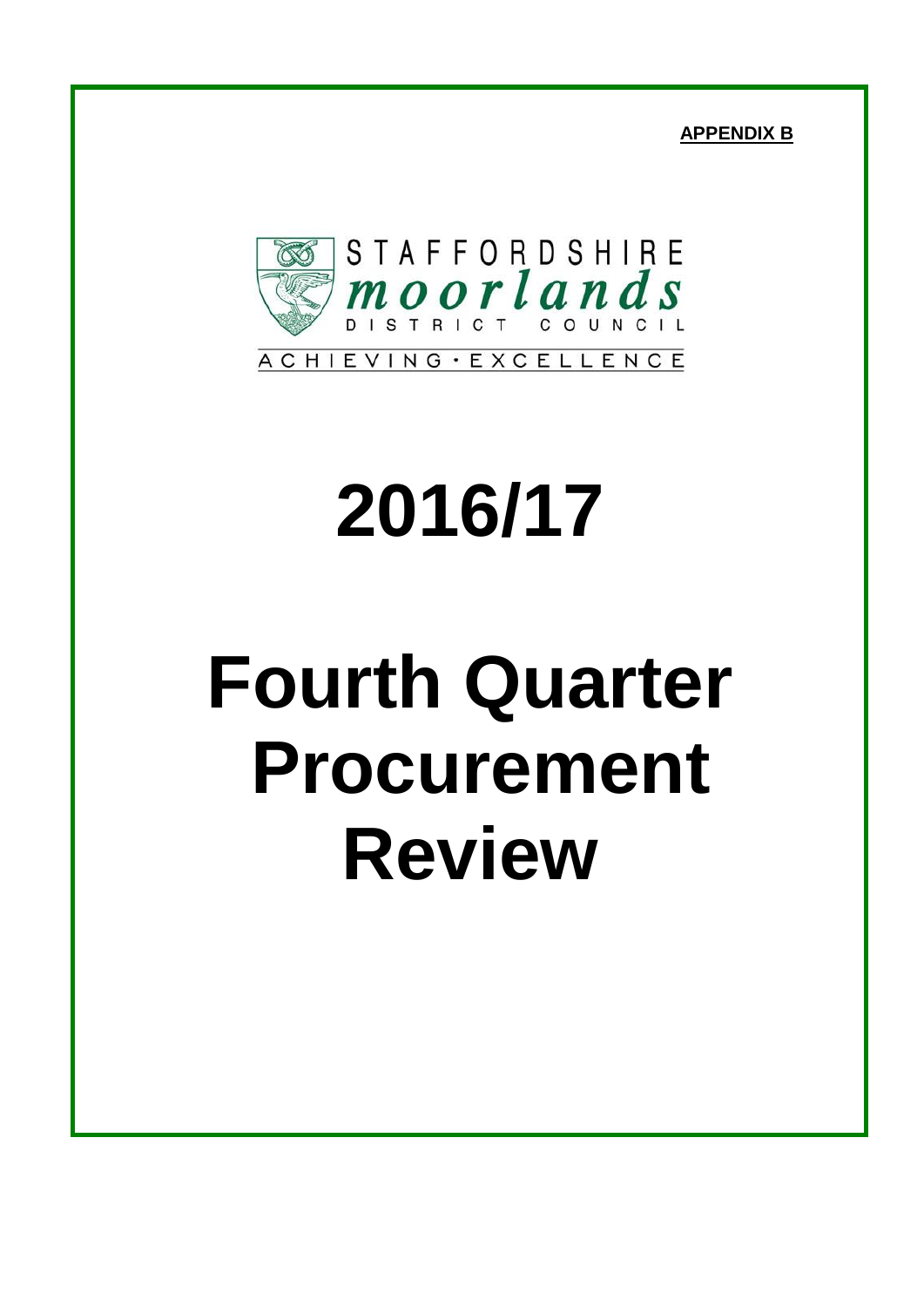**APPENDIX B**

STAFFORDSHIRE
*moorlands*
DISTRICT COUNCIL
ACHIEVING • EXCELLENCE

# 2016/17

# Fourth Quarter Procurement Review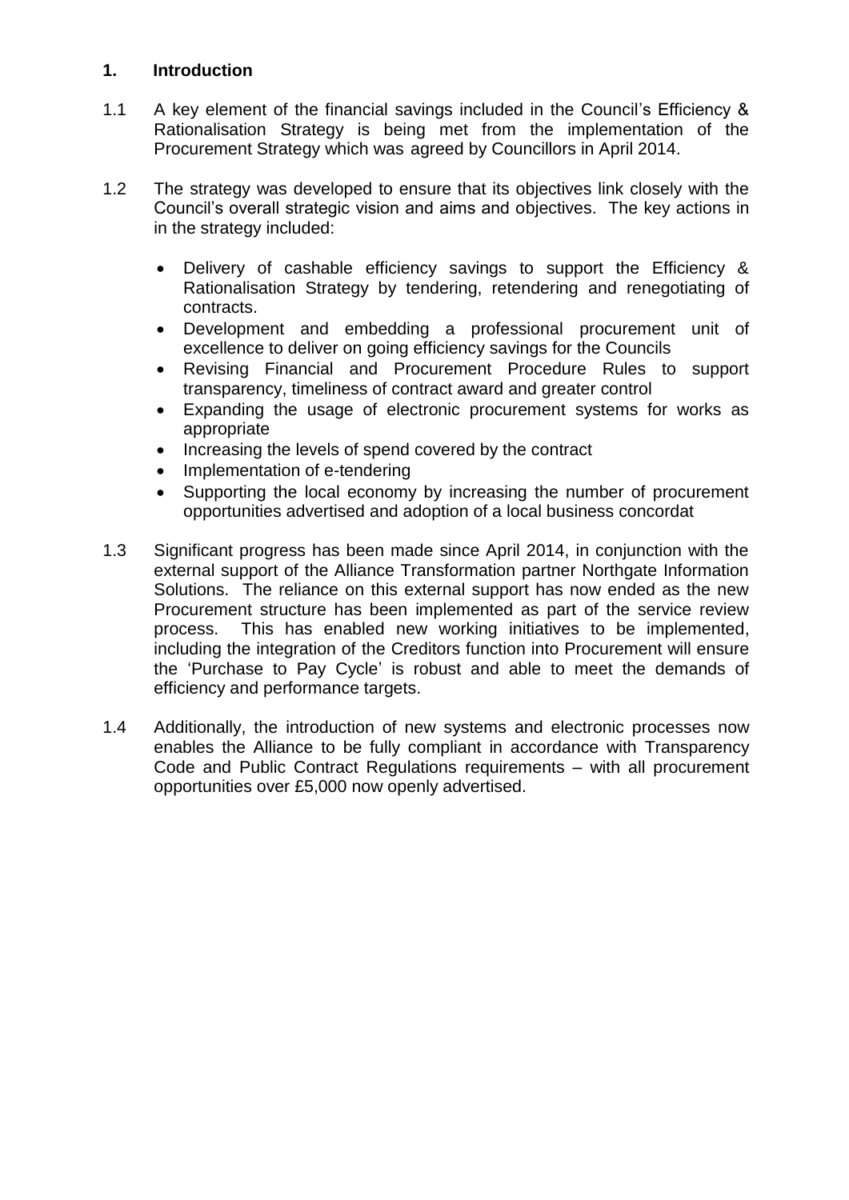## 1. Introduction

1.1 A key element of the financial savings included in the Council's Efficiency & Rationalisation Strategy is being met from the implementation of the Procurement Strategy which was agreed by Councillors in April 2014.

1.2 The strategy was developed to ensure that its objectives link closely with the Council's overall strategic vision and aims and objectives. The key actions in in the strategy included:

- Delivery of cashable efficiency savings to support the Efficiency & Rationalisation Strategy by tendering, retendering and renegotiating of contracts.
- Development and embedding a professional procurement unit of excellence to deliver on going efficiency savings for the Councils
- Revising Financial and Procurement Procedure Rules to support transparency, timeliness of contract award and greater control
- Expanding the usage of electronic procurement systems for works as appropriate
- Increasing the levels of spend covered by the contract
- Implementation of e-tendering
- Supporting the local economy by increasing the number of procurement opportunities advertised and adoption of a local business concordat

1.3 Significant progress has been made since April 2014, in conjunction with the external support of the Alliance Transformation partner Northgate Information Solutions. The reliance on this external support has now ended as the new Procurement structure has been implemented as part of the service review process. This has enabled new working initiatives to be implemented, including the integration of the Creditors function into Procurement will ensure the 'Purchase to Pay Cycle' is robust and able to meet the demands of efficiency and performance targets.

1.4 Additionally, the introduction of new systems and electronic processes now enables the Alliance to be fully compliant in accordance with Transparency Code and Public Contract Regulations requirements – with all procurement opportunities over £5,000 now openly advertised.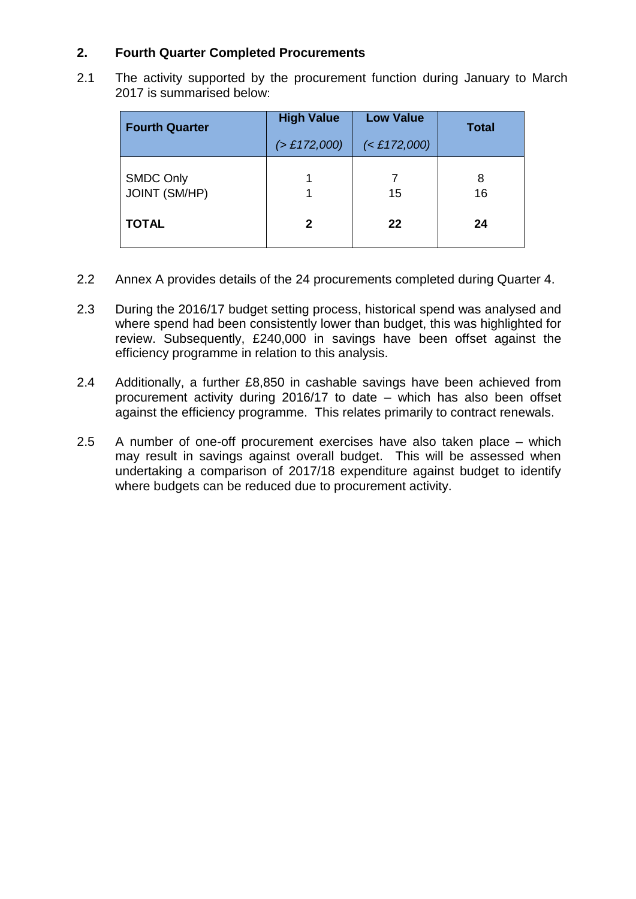## 2. Fourth Quarter Completed Procurements

2.1 The activity supported by the procurement function during January to March 2017 is summarised below:

| Fourth Quarter | High Value *(> £172,000)* | Low Value *(< £172,000)* | Total |
|---|---|---|---|
| SMDC Only | 1 | 7 | 8 |
| JOINT (SM/HP) | 1 | 15 | 16 |
| **TOTAL** | **2** | **22** | **24** |

2.2 Annex A provides details of the 24 procurements completed during Quarter 4.

2.3 During the 2016/17 budget setting process, historical spend was analysed and where spend had been consistently lower than budget, this was highlighted for review. Subsequently, £240,000 in savings have been offset against the efficiency programme in relation to this analysis.

2.4 Additionally, a further £8,850 in cashable savings have been achieved from procurement activity during 2016/17 to date – which has also been offset against the efficiency programme. This relates primarily to contract renewals.

2.5 A number of one-off procurement exercises have also taken place – which may result in savings against overall budget. This will be assessed when undertaking a comparison of 2017/18 expenditure against budget to identify where budgets can be reduced due to procurement activity.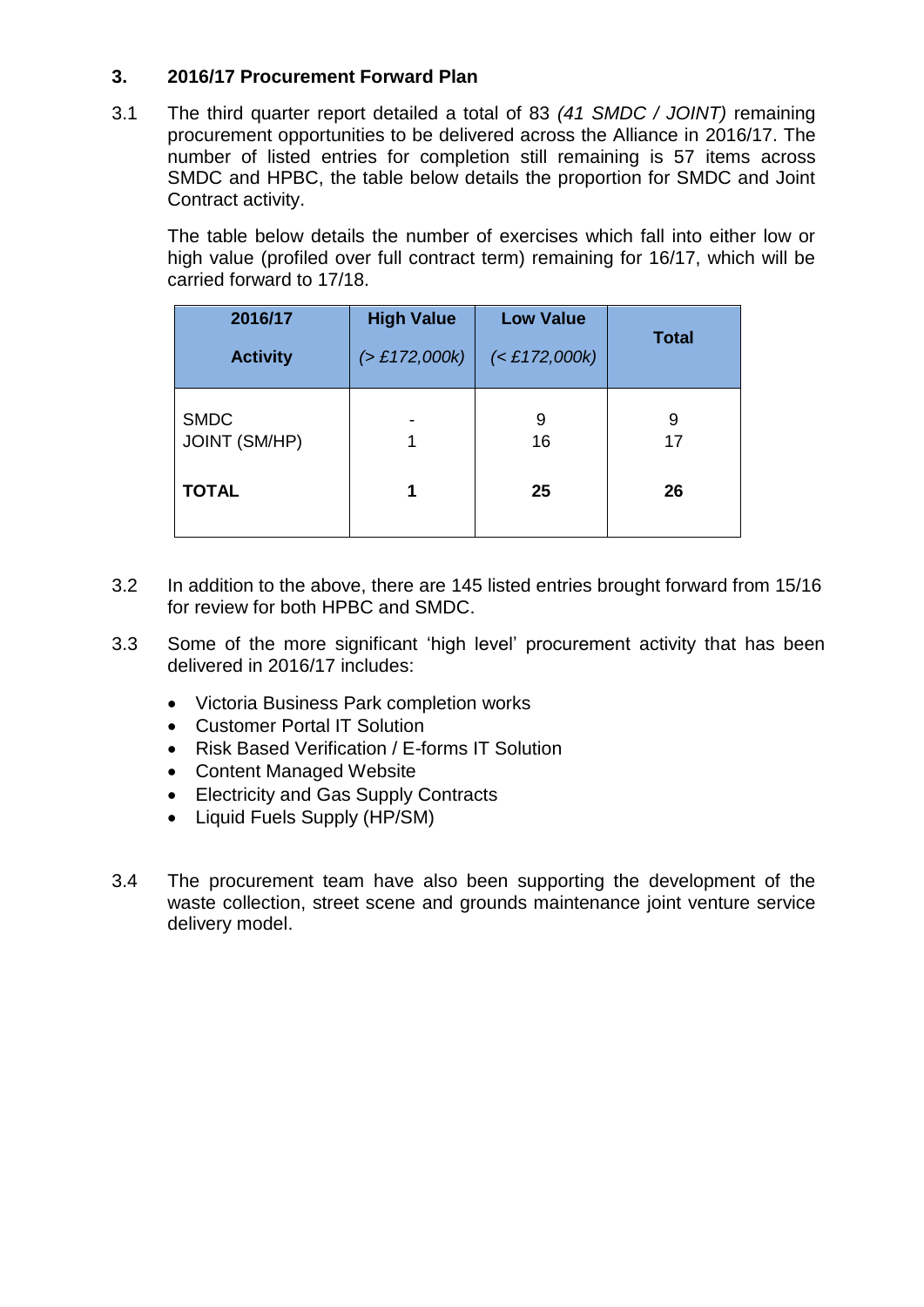## 3. 2016/17 Procurement Forward Plan

3.1 The third quarter report detailed a total of 83 *(41 SMDC / JOINT)* remaining procurement opportunities to be delivered across the Alliance in 2016/17. The number of listed entries for completion still remaining is 57 items across SMDC and HPBC, the table below details the proportion for SMDC and Joint Contract activity.

The table below details the number of exercises which fall into either low or high value (profiled over full contract term) remaining for 16/17, which will be carried forward to 17/18.

| 2016/17 Activity | High Value *(> £172,000k)* | Low Value *(< £172,000k)* | Total |
|---|---|---|---|
| SMDC | - | 9 | 9 |
| JOINT (SM/HP) | 1 | 16 | 17 |
| **TOTAL** | **1** | **25** | **26** |

3.2 In addition to the above, there are 145 listed entries brought forward from 15/16 for review for both HPBC and SMDC.

3.3 Some of the more significant 'high level' procurement activity that has been delivered in 2016/17 includes:

- Victoria Business Park completion works
- Customer Portal IT Solution
- Risk Based Verification / E-forms IT Solution
- Content Managed Website
- Electricity and Gas Supply Contracts
- Liquid Fuels Supply (HP/SM)

3.4 The procurement team have also been supporting the development of the waste collection, street scene and grounds maintenance joint venture service delivery model.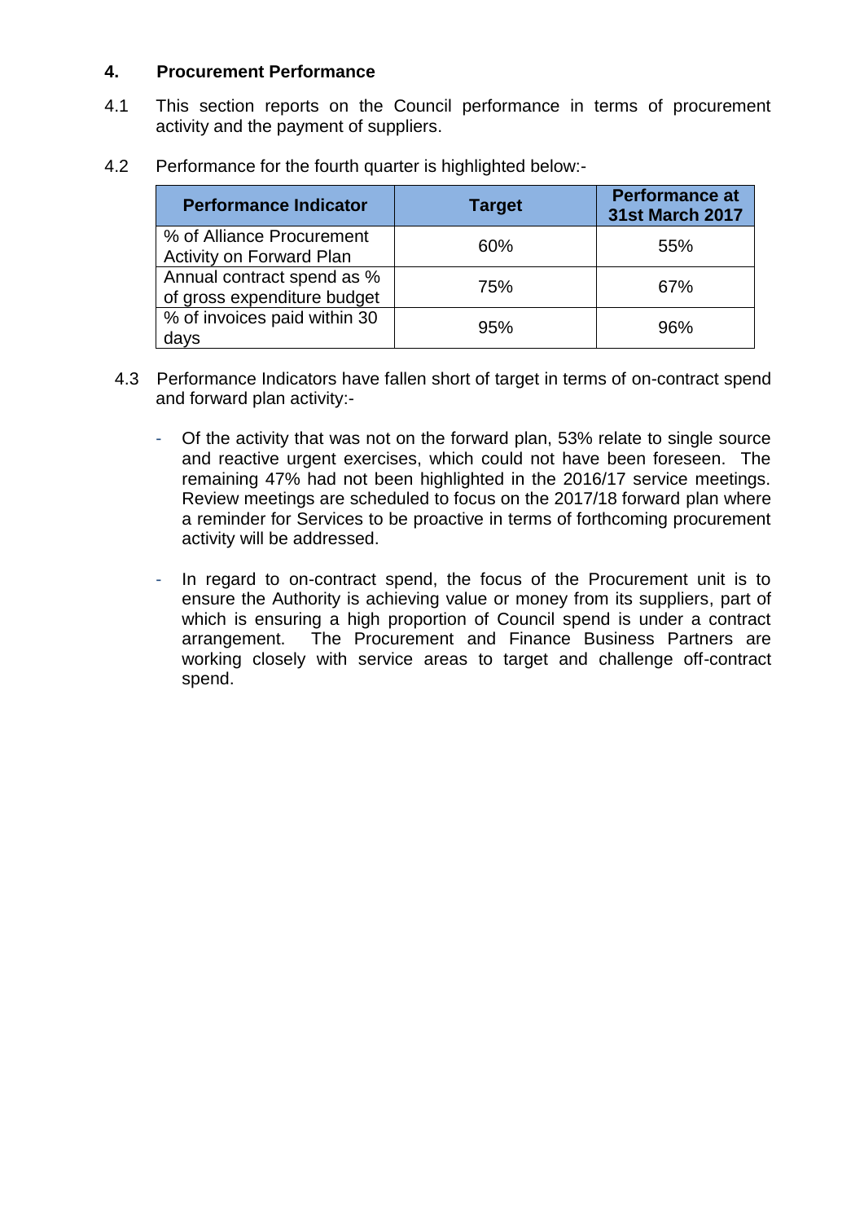## 4. Procurement Performance

4.1 This section reports on the Council performance in terms of procurement activity and the payment of suppliers.

4.2 Performance for the fourth quarter is highlighted below:-

| Performance Indicator | Target | Performance at 31st March 2017 |
|---|---|---|
| % of Alliance Procurement Activity on Forward Plan | 60% | 55% |
| Annual contract spend as % of gross expenditure budget | 75% | 67% |
| % of invoices paid within 30 days | 95% | 96% |

4.3 Performance Indicators have fallen short of target in terms of on-contract spend and forward plan activity:-

- Of the activity that was not on the forward plan, 53% relate to single source and reactive urgent exercises, which could not have been foreseen. The remaining 47% had not been highlighted in the 2016/17 service meetings. Review meetings are scheduled to focus on the 2017/18 forward plan where a reminder for Services to be proactive in terms of forthcoming procurement activity will be addressed.

- In regard to on-contract spend, the focus of the Procurement unit is to ensure the Authority is achieving value or money from its suppliers, part of which is ensuring a high proportion of Council spend is under a contract arrangement. The Procurement and Finance Business Partners are working closely with service areas to target and challenge off-contract spend.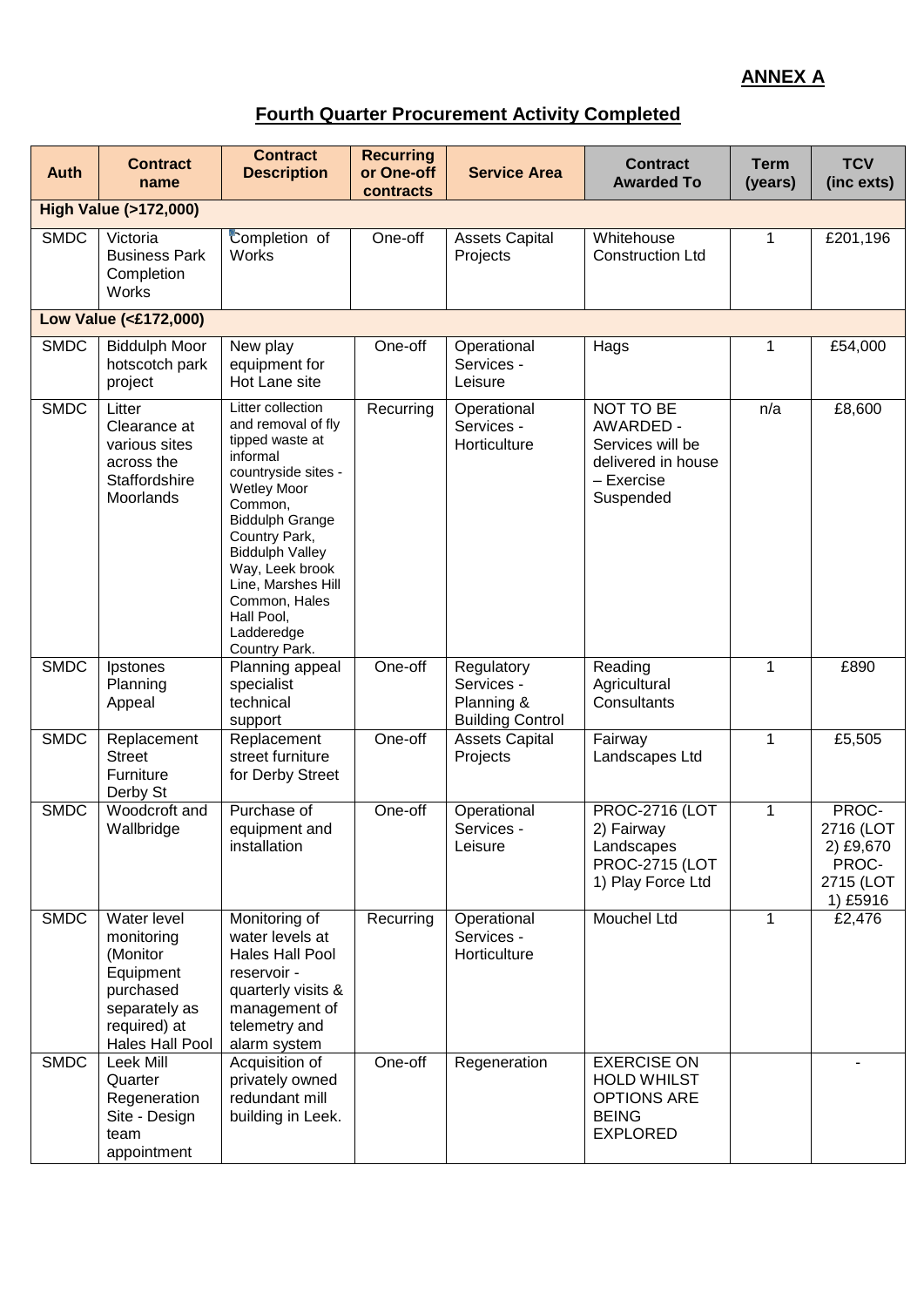**ANNEX A**

## Fourth Quarter Procurement Activity Completed

| Auth | Contract name | Contract Description | Recurring or One-off contracts | Service Area | Contract Awarded To | Term (years) | TCV (inc exts) |
|---|---|---|---|---|---|---|---|
| **High Value (>172,000)** | | | | | | | |
| SMDC | Victoria Business Park Completion Works | Completion of Works | One-off | Assets Capital Projects | Whitehouse Construction Ltd | 1 | £201,196 |
| **Low Value (<£172,000)** | | | | | | | |
| SMDC | Biddulph Moor hotscotch park project | New play equipment for Hot Lane site | One-off | Operational Services - Leisure | Hags | 1 | £54,000 |
| SMDC | Litter Clearance at various sites across the Staffordshire Moorlands | Litter collection and removal of fly tipped waste at informal countryside sites - Wetley Moor Common, Biddulph Grange Country Park, Biddulph Valley Way, Leek brook Line, Marshes Hill Common, Hales Hall Pool, Ladderedge Country Park. | Recurring | Operational Services - Horticulture | NOT TO BE AWARDED - Services will be delivered in house – Exercise Suspended | n/a | £8,600 |
| SMDC | Ipstones Planning Appeal | Planning appeal specialist technical support | One-off | Regulatory Services - Planning & Building Control | Reading Agricultural Consultants | 1 | £890 |
| SMDC | Replacement Street Furniture Derby St | Replacement street furniture for Derby Street | One-off | Assets Capital Projects | Fairway Landscapes Ltd | 1 | £5,505 |
| SMDC | Woodcroft and Wallbridge | Purchase of equipment and installation | One-off | Operational Services - Leisure | PROC-2716 (LOT 2) Fairway Landscapes PROC-2715 (LOT 1) Play Force Ltd | 1 | PROC-2716 (LOT 2) £9,670 PROC-2715 (LOT 1) £5916 |
| SMDC | Water level monitoring (Monitor Equipment purchased separately as required) at Hales Hall Pool | Monitoring of water levels at Hales Hall Pool reservoir - quarterly visits & management of telemetry and alarm system | Recurring | Operational Services - Horticulture | Mouchel Ltd | 1 | £2,476 |
| SMDC | Leek Mill Quarter Regeneration Site - Design team appointment | Acquisition of privately owned redundant mill building in Leek. | One-off | Regeneration | EXERCISE ON HOLD WHILST OPTIONS ARE BEING EXPLORED | | - |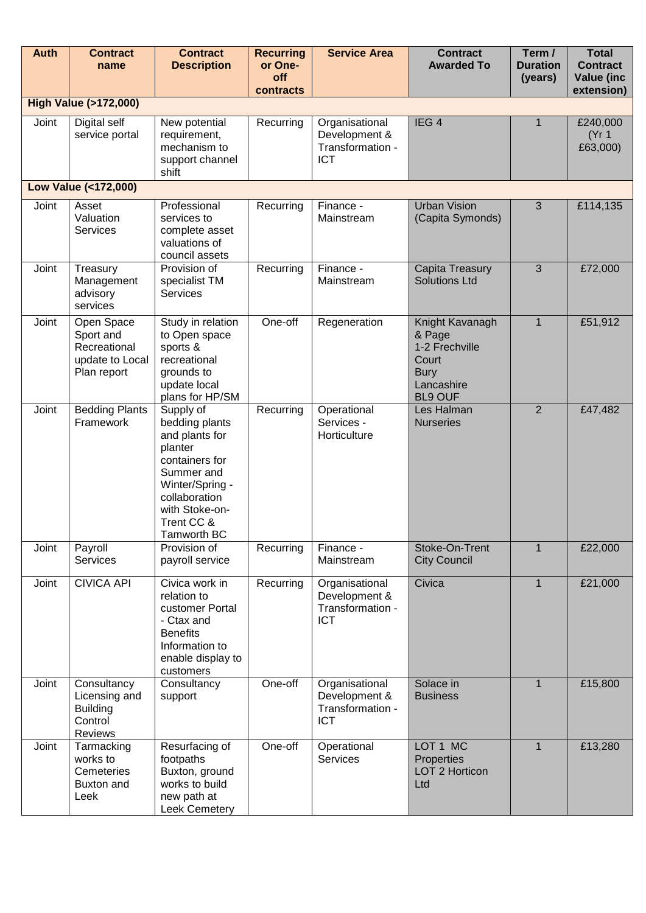| Auth | Contract name | Contract Description | Recurring or One-off contracts | Service Area | Contract Awarded To | Term / Duration (years) | Total Contract Value (inc extension) |
|---|---|---|---|---|---|---|---|
| **High Value (>172,000)** | | | | | | | |
| Joint | Digital self service portal | New potential requirement, mechanism to support channel shift | Recurring | Organisational Development & Transformation - ICT | IEG 4 | 1 | £240,000 (Yr 1 £63,000) |
| **Low Value (<172,000)** | | | | | | | |
| Joint | Asset Valuation Services | Professional services to complete asset valuations of council assets | Recurring | Finance - Mainstream | Urban Vision (Capita Symonds) | 3 | £114,135 |
| Joint | Treasury Management advisory services | Provision of specialist TM Services | Recurring | Finance - Mainstream | Capita Treasury Solutions Ltd | 3 | £72,000 |
| Joint | Open Space Sport and Recreational update to Local Plan report | Study in relation to Open space sports & recreational grounds to update local plans for HP/SM | One-off | Regeneration | Knight Kavanagh & Page 1-2 Frechville Court Bury Lancashire BL9 OUF | 1 | £51,912 |
| Joint | Bedding Plants Framework | Supply of bedding plants and plants for planter containers for Summer and Winter/Spring - collaboration with Stoke-on-Trent CC & Tamworth BC | Recurring | Operational Services - Horticulture | Les Halman Nurseries | 2 | £47,482 |
| Joint | Payroll Services | Provision of payroll service | Recurring | Finance - Mainstream | Stoke-On-Trent City Council | 1 | £22,000 |
| Joint | CIVICA API | Civica work in relation to customer Portal - Ctax and Benefits Information to enable display to customers | Recurring | Organisational Development & Transformation - ICT | Civica | 1 | £21,000 |
| Joint | Consultancy Licensing and Building Control Reviews | Consultancy support | One-off | Organisational Development & Transformation - ICT | Solace in Business | 1 | £15,800 |
| Joint | Tarmacking works to Cemeteries Buxton and Leek | Resurfacing of footpaths Buxton, ground works to build new path at Leek Cemetery | One-off | Operational Services | LOT 1 MC Properties LOT 2 Horticon Ltd | 1 | £13,280 |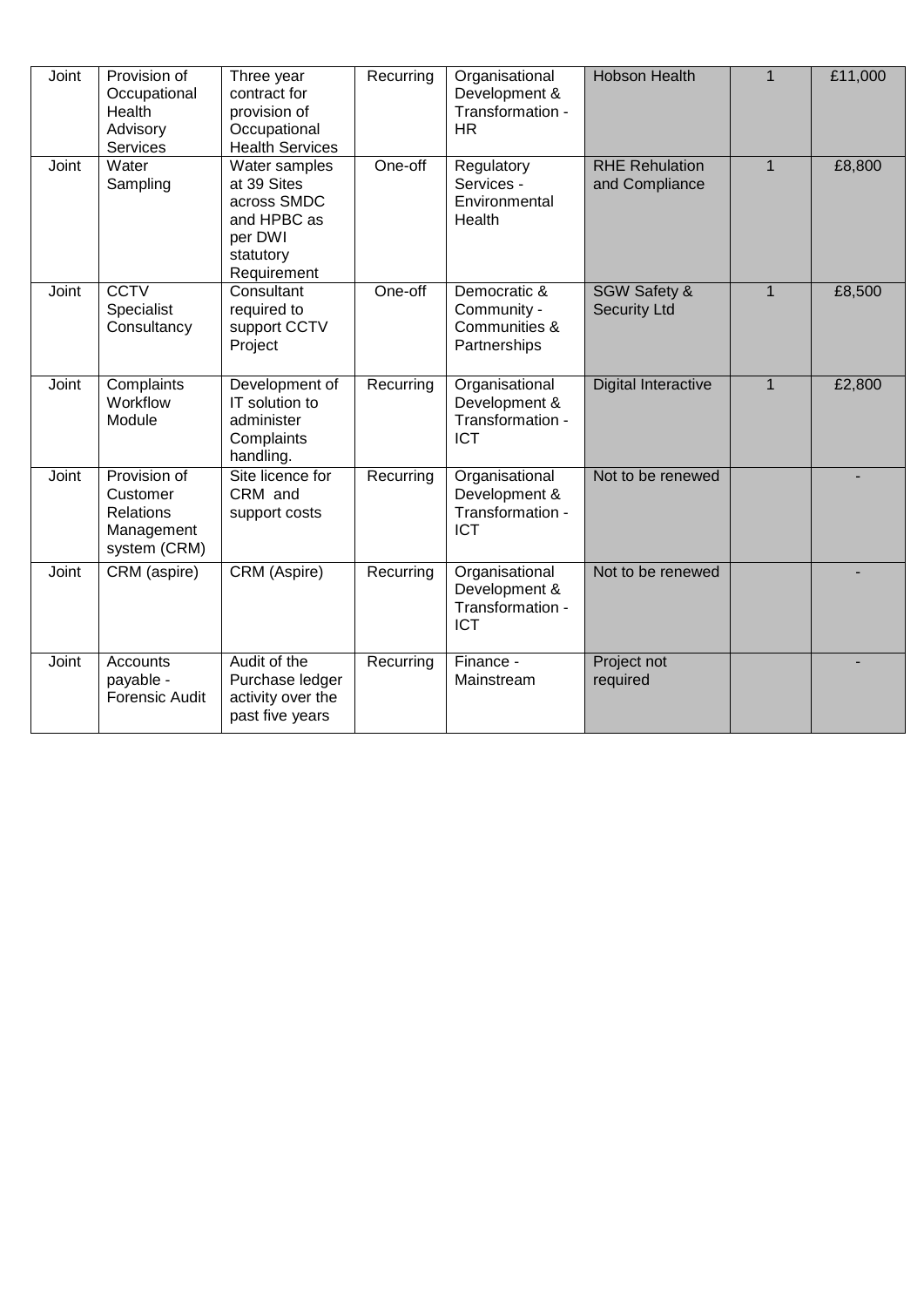| | | | | | | | |
|---|---|---|---|---|---|---|---|
| Joint | Provision of Occupational Health Advisory Services | Three year contract for provision of Occupational Health Services | Recurring | Organisational Development & Transformation - HR | Hobson Health | 1 | £11,000 |
| Joint | Water Sampling | Water samples at 39 Sites across SMDC and HPBC as per DWI statutory Requirement | One-off | Regulatory Services - Environmental Health | RHE Rehulation and Compliance | 1 | £8,800 |
| Joint | CCTV Specialist Consultancy | Consultant required to support CCTV Project | One-off | Democratic & Community - Communities & Partnerships | SGW Safety & Security Ltd | 1 | £8,500 |
| Joint | Complaints Workflow Module | Development of IT solution to administer Complaints handling. | Recurring | Organisational Development & Transformation - ICT | Digital Interactive | 1 | £2,800 |
| Joint | Provision of Customer Relations Management system (CRM) | Site licence for CRM and support costs | Recurring | Organisational Development & Transformation - ICT | Not to be renewed | | - |
| Joint | CRM (aspire) | CRM (Aspire) | Recurring | Organisational Development & Transformation - ICT | Not to be renewed | | - |
| Joint | Accounts payable - Forensic Audit | Audit of the Purchase ledger activity over the past five years | Recurring | Finance - Mainstream | Project not required | | - |